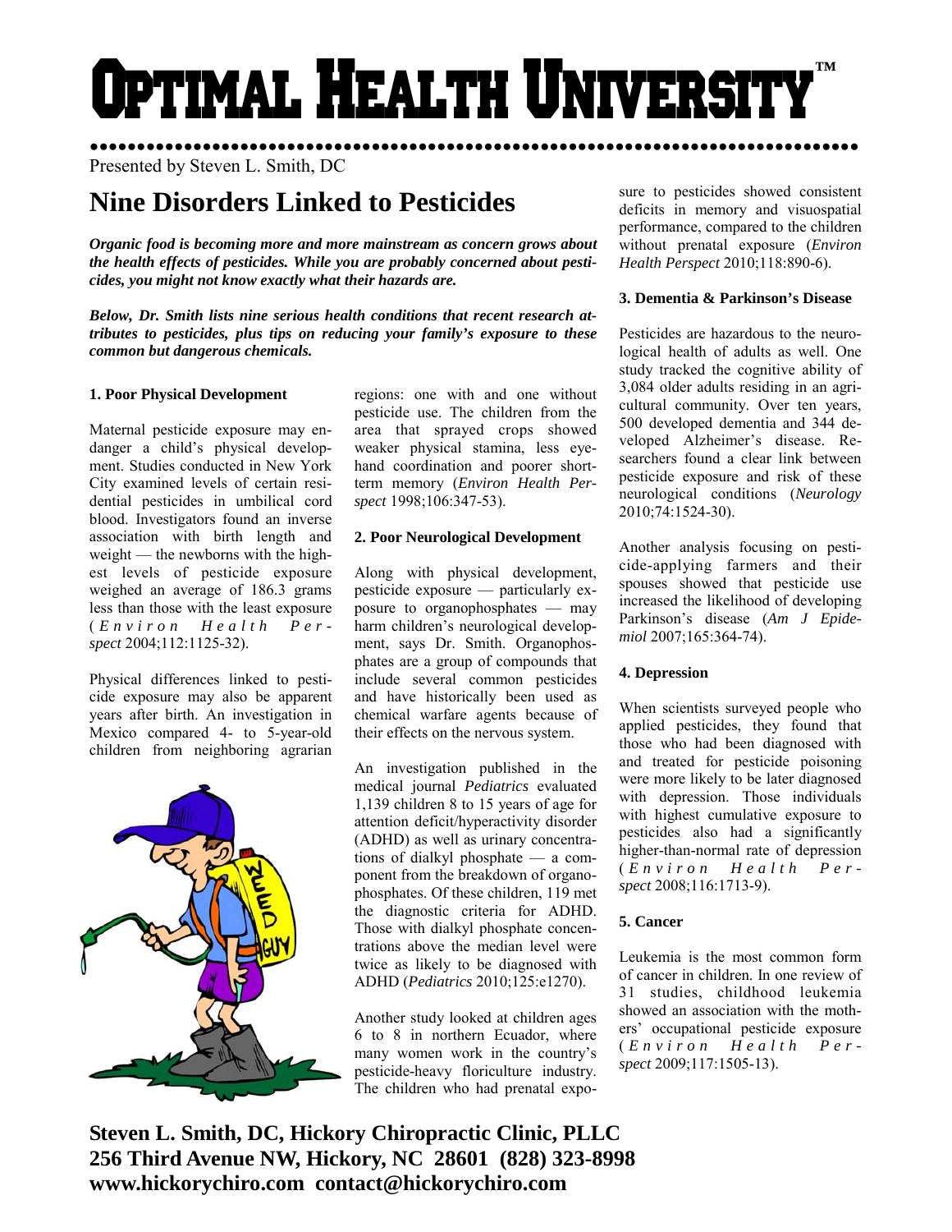# Optimal Health University™

Presented by Steven L. Smith, DC

## Nine Disorders Linked to Pesticides

***Organic food is becoming more and more mainstream as concern grows about the health effects of pesticides. While you are probably concerned about pesticides, you might not know exactly what their hazards are.***

***Below, Dr. Smith lists nine serious health conditions that recent research attributes to pesticides, plus tips on reducing your family's exposure to these common but dangerous chemicals.***

### 1. Poor Physical Development

Maternal pesticide exposure may endanger a child's physical development. Studies conducted in New York City examined levels of certain residential pesticides in umbilical cord blood. Investigators found an inverse association with birth length and weight — the newborns with the highest levels of pesticide exposure weighed an average of 186.3 grams less than those with the least exposure (*Environ Health Perspect* 2004;112:1125-32).

Physical differences linked to pesticide exposure may also be apparent years after birth. An investigation in Mexico compared 4- to 5-year-old children from neighboring agrarian regions: one with and one without pesticide use. The children from the area that sprayed crops showed weaker physical stamina, less eye-hand coordination and poorer short-term memory (*Environ Health Perspect* 1998;106:347-53).

### 2. Poor Neurological Development

Along with physical development, pesticide exposure — particularly exposure to organophosphates — may harm children's neurological development, says Dr. Smith. Organophosphates are a group of compounds that include several common pesticides and have historically been used as chemical warfare agents because of their effects on the nervous system.

An investigation published in the medical journal *Pediatrics* evaluated 1,139 children 8 to 15 years of age for attention deficit/hyperactivity disorder (ADHD) as well as urinary concentrations of dialkyl phosphate — a component from the breakdown of organophosphates. Of these children, 119 met the diagnostic criteria for ADHD. Those with dialkyl phosphate concentrations above the median level were twice as likely to be diagnosed with ADHD (*Pediatrics* 2010;125:e1270).

Another study looked at children ages 6 to 8 in northern Ecuador, where many women work in the country's pesticide-heavy floriculture industry. The children who had prenatal exposure to pesticides showed consistent deficits in memory and visuospatial performance, compared to the children without prenatal exposure (*Environ Health Perspect* 2010;118:890-6).

### 3. Dementia & Parkinson's Disease

Pesticides are hazardous to the neurological health of adults as well. One study tracked the cognitive ability of 3,084 older adults residing in an agricultural community. Over ten years, 500 developed dementia and 344 developed Alzheimer's disease. Researchers found a clear link between pesticide exposure and risk of these neurological conditions (*Neurology* 2010;74:1524-30).

Another analysis focusing on pesticide-applying farmers and their spouses showed that pesticide use increased the likelihood of developing Parkinson's disease (*Am J Epidemiol* 2007;165:364-74).

### 4. Depression

When scientists surveyed people who applied pesticides, they found that those who had been diagnosed with and treated for pesticide poisoning were more likely to be later diagnosed with depression. Those individuals with highest cumulative exposure to pesticides also had a significantly higher-than-normal rate of depression (*Environ Health Perspect* 2008;116:1713-9).

### 5. Cancer

Leukemia is the most common form of cancer in children. In one review of 31 studies, childhood leukemia showed an association with the mothers' occupational pesticide exposure (*Environ Health Perspect* 2009;117:1505-13).

**Steven L. Smith, DC, Hickory Chiropractic Clinic, PLLC**
**256 Third Avenue NW, Hickory, NC 28601 (828) 323-8998**
**www.hickorychiro.com contact@hickorychiro.com**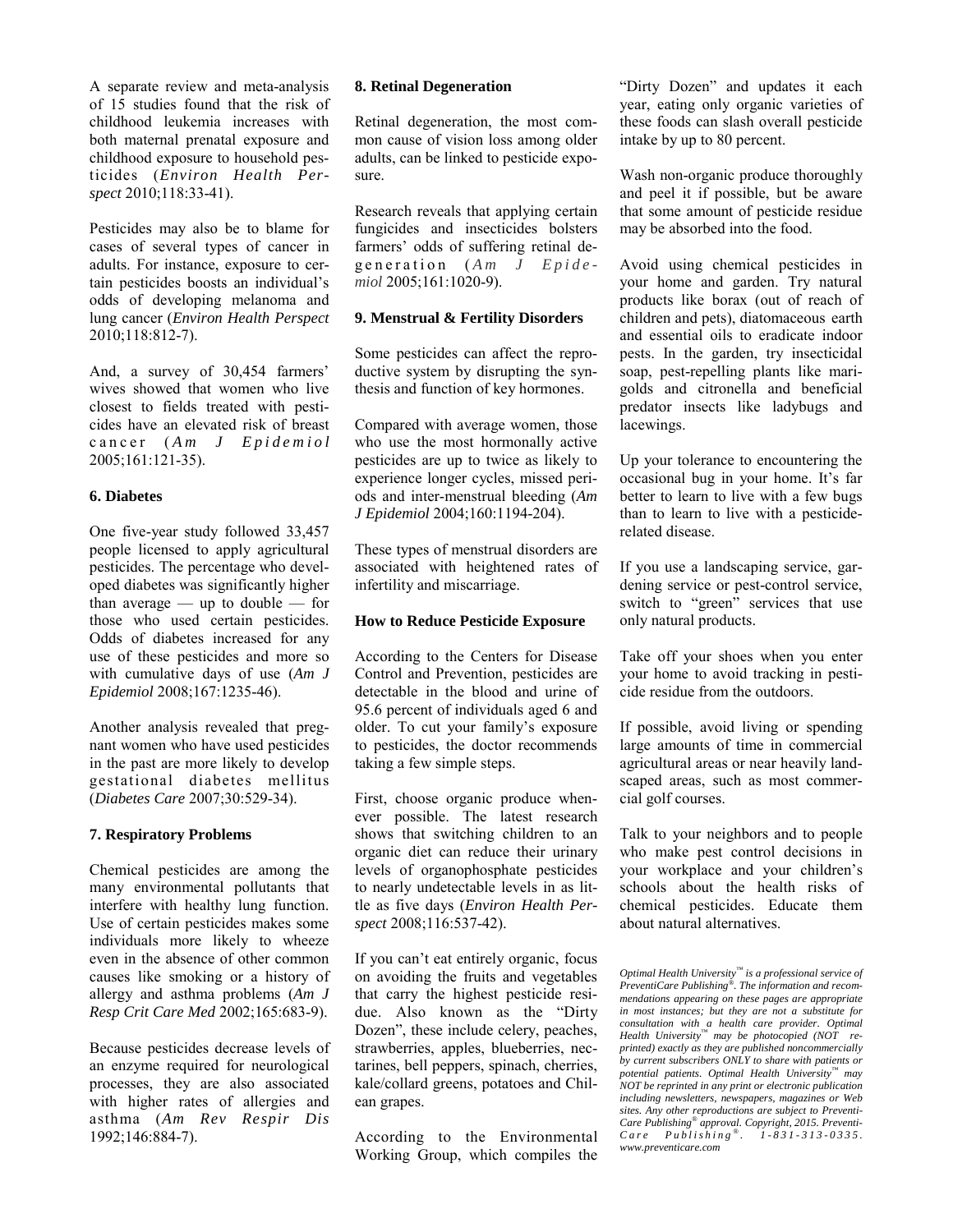A separate review and meta-analysis of 15 studies found that the risk of childhood leukemia increases with both maternal prenatal exposure and childhood exposure to household pesticides (*Environ Health Perspect* 2010;118:33-41).

Pesticides may also be to blame for cases of several types of cancer in adults. For instance, exposure to certain pesticides boosts an individual's odds of developing melanoma and lung cancer (*Environ Health Perspect* 2010;118:812-7).

And, a survey of 30,454 farmers' wives showed that women who live closest to fields treated with pesticides have an elevated risk of breast cancer (*Am J Epidemiol* 2005;161:121-35).

### 6. Diabetes

One five-year study followed 33,457 people licensed to apply agricultural pesticides. The percentage who developed diabetes was significantly higher than average — up to double — for those who used certain pesticides. Odds of diabetes increased for any use of these pesticides and more so with cumulative days of use (*Am J Epidemiol* 2008;167:1235-46).

Another analysis revealed that pregnant women who have used pesticides in the past are more likely to develop gestational diabetes mellitus (*Diabetes Care* 2007;30:529-34).

### 7. Respiratory Problems

Chemical pesticides are among the many environmental pollutants that interfere with healthy lung function. Use of certain pesticides makes some individuals more likely to wheeze even in the absence of other common causes like smoking or a history of allergy and asthma problems (*Am J Resp Crit Care Med* 2002;165:683-9).

Because pesticides decrease levels of an enzyme required for neurological processes, they are also associated with higher rates of allergies and asthma (*Am Rev Respir Dis* 1992;146:884-7).

### 8. Retinal Degeneration

Retinal degeneration, the most common cause of vision loss among older adults, can be linked to pesticide exposure.

Research reveals that applying certain fungicides and insecticides bolsters farmers' odds of suffering retinal degeneration (*Am J Epidemiol* 2005;161:1020-9).

### 9. Menstrual & Fertility Disorders

Some pesticides can affect the reproductive system by disrupting the synthesis and function of key hormones.

Compared with average women, those who use the most hormonally active pesticides are up to twice as likely to experience longer cycles, missed periods and inter-menstrual bleeding (*Am J Epidemiol* 2004;160:1194-204).

These types of menstrual disorders are associated with heightened rates of infertility and miscarriage.

### How to Reduce Pesticide Exposure

According to the Centers for Disease Control and Prevention, pesticides are detectable in the blood and urine of 95.6 percent of individuals aged 6 and older. To cut your family's exposure to pesticides, the doctor recommends taking a few simple steps.

First, choose organic produce whenever possible. The latest research shows that switching children to an organic diet can reduce their urinary levels of organophosphate pesticides to nearly undetectable levels in as little as five days (*Environ Health Perspect* 2008;116:537-42).

If you can't eat entirely organic, focus on avoiding the fruits and vegetables that carry the highest pesticide residue. Also known as the "Dirty Dozen", these include celery, peaches, strawberries, apples, blueberries, nectarines, bell peppers, spinach, cherries, kale/collard greens, potatoes and Chilean grapes.

According to the Environmental Working Group, which compiles the "Dirty Dozen" and updates it each year, eating only organic varieties of these foods can slash overall pesticide intake by up to 80 percent.

Wash non-organic produce thoroughly and peel it if possible, but be aware that some amount of pesticide residue may be absorbed into the food.

Avoid using chemical pesticides in your home and garden. Try natural products like borax (out of reach of children and pets), diatomaceous earth and essential oils to eradicate indoor pests. In the garden, try insecticidal soap, pest-repelling plants like marigolds and citronella and beneficial predator insects like ladybugs and lacewings.

Up your tolerance to encountering the occasional bug in your home. It's far better to learn to live with a few bugs than to learn to live with a pesticide-related disease.

If you use a landscaping service, gardening service or pest-control service, switch to "green" services that use only natural products.

Take off your shoes when you enter your home to avoid tracking in pesticide residue from the outdoors.

If possible, avoid living or spending large amounts of time in commercial agricultural areas or near heavily landscaped areas, such as most commercial golf courses.

Talk to your neighbors and to people who make pest control decisions in your workplace and your children's schools about the health risks of chemical pesticides. Educate them about natural alternatives.

*Optimal Health University™ is a professional service of PreventiCare Publishing®. The information and recommendations appearing on these pages are appropriate in most instances; but they are not a substitute for consultation with a health care provider. Optimal Health University™ may be photocopied (NOT reprinted) exactly as they are published noncommercially by current subscribers ONLY to share with patients or potential patients. Optimal Health University™ may NOT be reprinted in any print or electronic publication including newsletters, newspapers, magazines or Web sites. Any other reproductions are subject to PreventiCare Publishing® approval. Copyright, 2015. PreventiCare Publishing®. 1-831-313-0335. www.preventicare.com*